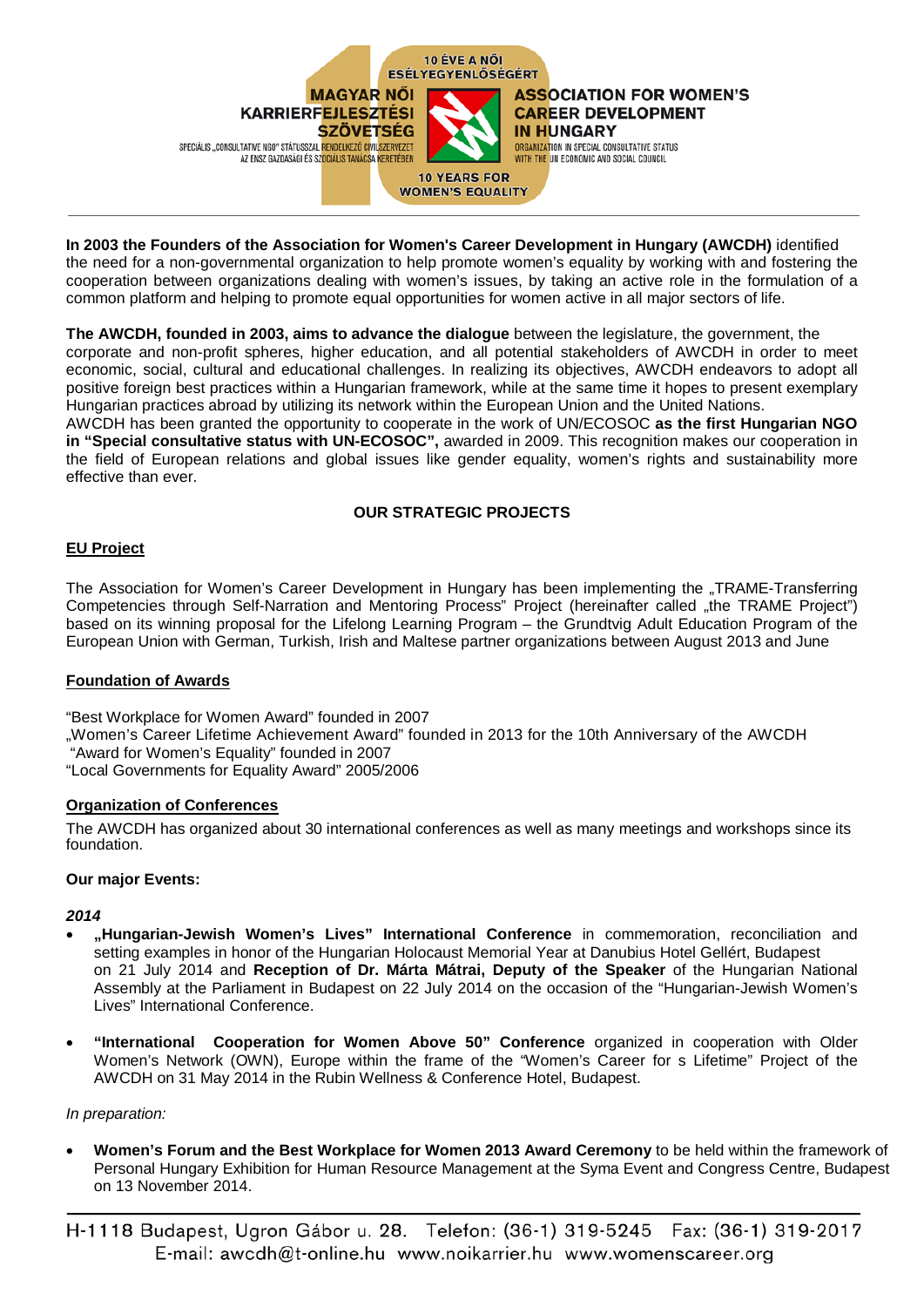10 ÉVE A NŐI ESÉLYEGYENLŐSÉGÉRT

MAGYAR NŐI KARRIERFEJLESZTÉSI SZÖVETSÉG

SPECIÁLIS „CONSULTATIVE NGO" STÁTUSSZAL RENDELKEZŐ CIVILSZERVEZET AZ ENSZ GAZDASÁGI ÉS SZOCIÁLIS TANÁCSA KERETÉBEN

ASSOCIATION FOR WOMEN'S CAREER DEVELOPMENT IN HUNGARY

ORGANIZATION IN SPECIAL CONSULTATIVE STATUS WITH THE UN ECONOMIC AND SOCIAL COUNCIL

10 YEARS FOR WOMEN'S EQUALITY

---

**In 2003 the Founders of the Association for Women's Career Development in Hungary (AWCDH)** identified the need for a non-governmental organization to help promote women's equality by working with and fostering the cooperation between organizations dealing with women's issues, by taking an active role in the formulation of a common platform and helping to promote equal opportunities for women active in all major sectors of life.

**The AWCDH, founded in 2003, aims to advance the dialogue** between the legislature, the government, the corporate and non-profit spheres, higher education, and all potential stakeholders of AWCDH in order to meet economic, social, cultural and educational challenges. In realizing its objectives, AWCDH endeavors to adopt all positive foreign best practices within a Hungarian framework, while at the same time it hopes to present exemplary Hungarian practices abroad by utilizing its network within the European Union and the United Nations.
AWCDH has been granted the opportunity to cooperate in the work of UN/ECOSOC **as the first Hungarian NGO in "Special consultative status with UN-ECOSOC",** awarded in 2009. This recognition makes our cooperation in the field of European relations and global issues like gender equality, women's rights and sustainability more effective than ever.

## OUR STRATEGIC PROJECTS

### EU Project

The Association for Women's Career Development in Hungary has been implementing the „TRAME-Transferring Competencies through Self-Narration and Mentoring Process" Project (hereinafter called „the TRAME Project") based on its winning proposal for the Lifelong Learning Program – the Grundtvig Adult Education Program of the European Union with German, Turkish, Irish and Maltese partner organizations between August 2013 and June

### Foundation of Awards

"Best Workplace for Women Award" founded in 2007
„Women's Career Lifetime Achievement Award" founded in 2013 for the 10th Anniversary of the AWCDH
"Award for Women's Equality" founded in 2007
"Local Governments for Equality Award" 2005/2006

### Organization of Conferences

The AWCDH has organized about 30 international conferences as well as many meetings and workshops since its foundation.

**Our major Events:**

***2014***

- **„Hungarian-Jewish Women's Lives" International Conference** in commemoration, reconciliation and setting examples in honor of the Hungarian Holocaust Memorial Year at Danubius Hotel Gellért, Budapest on 21 July 2014 and **Reception of Dr. Márta Mátrai, Deputy of the Speaker** of the Hungarian National Assembly at the Parliament in Budapest on 22 July 2014 on the occasion of the "Hungarian-Jewish Women's Lives" International Conference.
- **"International Cooperation for Women Above 50" Conference** organized in cooperation with Older Women's Network (OWN), Europe within the frame of the "Women's Career for s Lifetime" Project of the AWCDH on 31 May 2014 in the Rubin Wellness & Conference Hotel, Budapest.

*In preparation:*

- **Women's Forum and the Best Workplace for Women 2013 Award Ceremony** to be held within the framework of Personal Hungary Exhibition for Human Resource Management at the Syma Event and Congress Centre, Budapest on 13 November 2014.

---

H-1118 Budapest, Ugron Gábor u. 28. Telefon: (36-1) 319-5245 Fax: (36-1) 319-2017
E-mail: awcdh@t-online.hu www.noikarrier.hu www.womenscareer.org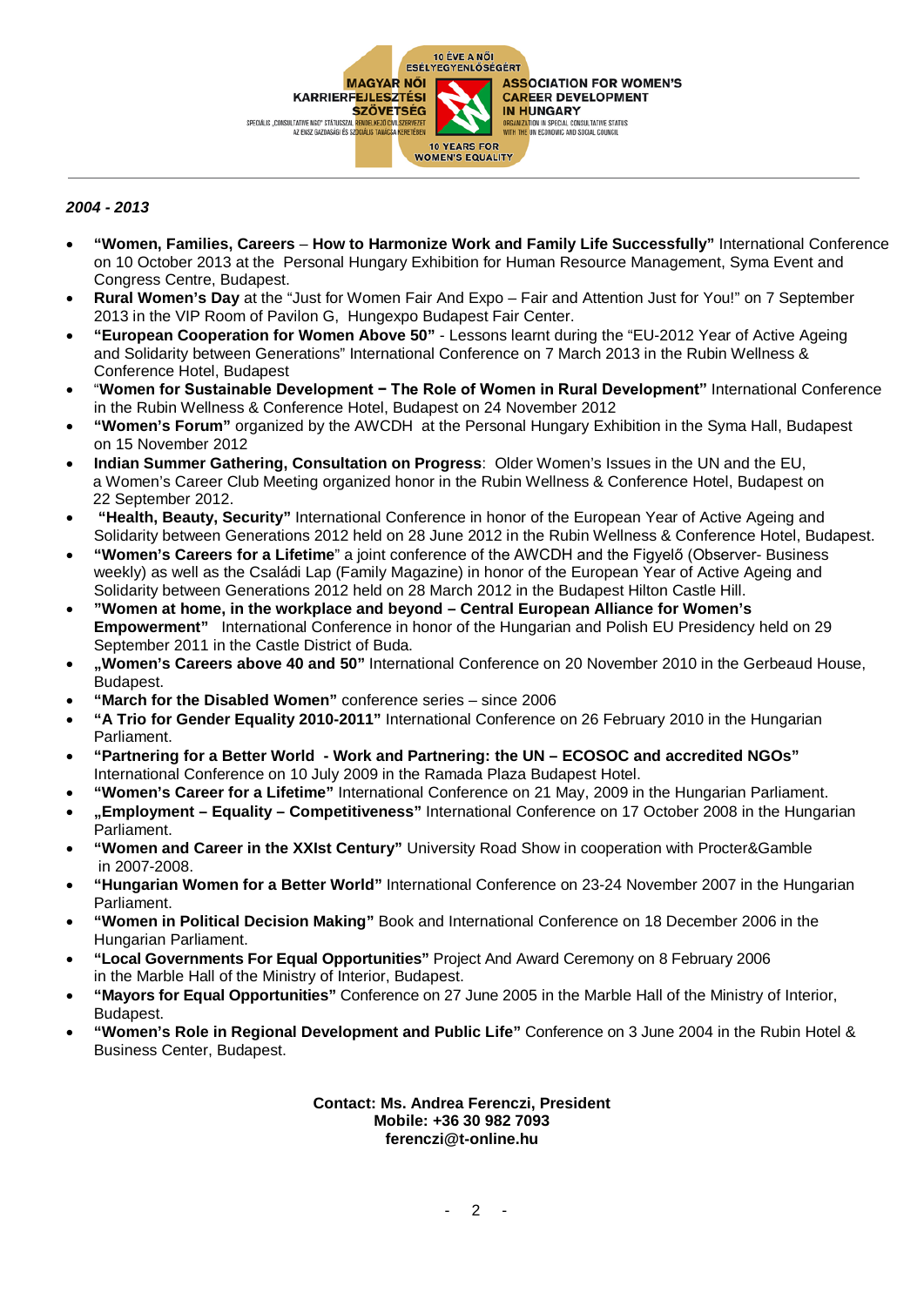*2004 - 2013*

- **"Women, Families, Careers** – **How to Harmonize Work and Family Life Successfully"** International Conference on 10 October 2013 at the Personal Hungary Exhibition for Human Resource Management, Syma Event and Congress Centre, Budapest.
- **Rural Women's Day** at the "Just for Women Fair And Expo – Fair and Attention Just for You!" on 7 September 2013 in the VIP Room of Pavilon G, Hungexpo Budapest Fair Center.
- **"European Cooperation for Women Above 50"** - Lessons learnt during the "EU-2012 Year of Active Ageing and Solidarity between Generations" International Conference on 7 March 2013 in the Rubin Wellness & Conference Hotel, Budapest
- "**Women for Sustainable Development − The Role of Women in Rural Development"** International Conference in the Rubin Wellness & Conference Hotel, Budapest on 24 November 2012
- **"Women's Forum"** organized by the AWCDH at the Personal Hungary Exhibition in the Syma Hall, Budapest on 15 November 2012
- **Indian Summer Gathering, Consultation on Progress**: Older Women's Issues in the UN and the EU, a Women's Career Club Meeting organized honor in the Rubin Wellness & Conference Hotel, Budapest on 22 September 2012.
- **"Health, Beauty, Security"** International Conference in honor of the European Year of Active Ageing and Solidarity between Generations 2012 held on 28 June 2012 in the Rubin Wellness & Conference Hotel, Budapest.
- **"Women's Careers for a Lifetime**" a joint conference of the AWCDH and the Figyelő (Observer- Business weekly) as well as the Családi Lap (Family Magazine) in honor of the European Year of Active Ageing and Solidarity between Generations 2012 held on 28 March 2012 in the Budapest Hilton Castle Hill.
- **"Women at home, in the workplace and beyond – Central European Alliance for Women's Empowerment"** International Conference in honor of the Hungarian and Polish EU Presidency held on 29 September 2011 in the Castle District of Buda.
- **„Women's Careers above 40 and 50"** International Conference on 20 November 2010 in the Gerbeaud House, Budapest.
- **"March for the Disabled Women"** conference series – since 2006
- **"A Trio for Gender Equality 2010-2011"** International Conference on 26 February 2010 in the Hungarian Parliament.
- **"Partnering for a Better World - Work and Partnering: the UN – ECOSOC and accredited NGOs"** International Conference on 10 July 2009 in the Ramada Plaza Budapest Hotel.
- **"Women's Career for a Lifetime"** International Conference on 21 May, 2009 in the Hungarian Parliament.
- **„Employment – Equality – Competitiveness"** International Conference on 17 October 2008 in the Hungarian Parliament.
- **"Women and Career in the XXIst Century"** University Road Show in cooperation with Procter&Gamble in 2007-2008.
- **"Hungarian Women for a Better World"** International Conference on 23-24 November 2007 in the Hungarian Parliament.
- **"Women in Political Decision Making"** Book and International Conference on 18 December 2006 in the Hungarian Parliament.
- **"Local Governments For Equal Opportunities"** Project And Award Ceremony on 8 February 2006 in the Marble Hall of the Ministry of Interior, Budapest.
- **"Mayors for Equal Opportunities"** Conference on 27 June 2005 in the Marble Hall of the Ministry of Interior, Budapest.
- **"Women's Role in Regional Development and Public Life"** Conference on 3 June 2004 in the Rubin Hotel & Business Center, Budapest.

**Contact: Ms. Andrea Ferenczi, President**
**Mobile: +36 30 982 7093**
**ferenczi@t-online.hu**